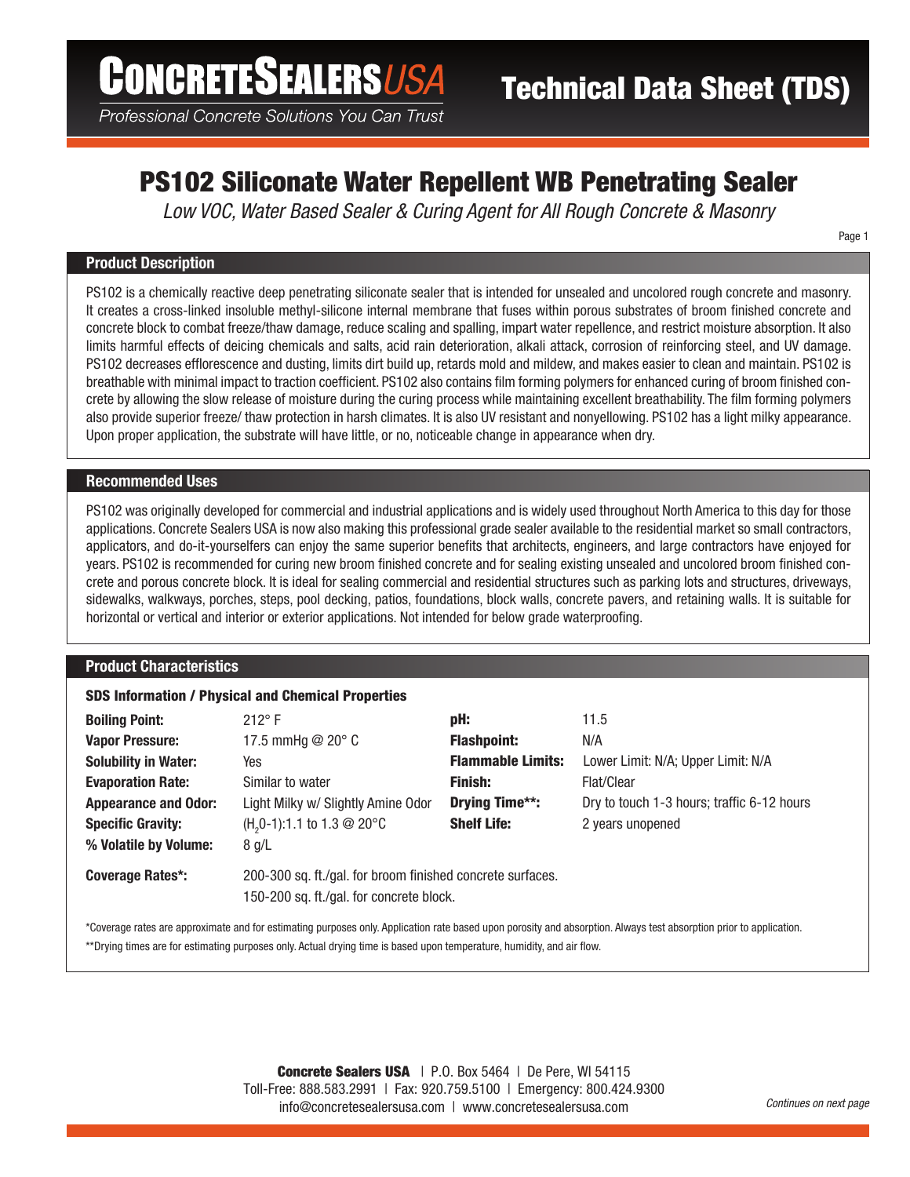# PS102 Siliconate Water Repellent WB Penetrating Sealer

*Low VOC, Water Based Sealer & Curing Agent for All Rough Concrete & Masonry*

## Product Description

PS102 is a chemically reactive deep penetrating siliconate sealer that is intended for unsealed and uncolored rough concrete and masonry. It creates a cross-linked insoluble methyl-silicone internal membrane that fuses within porous substrates of broom finished concrete and concrete block to combat freeze/thaw damage, reduce scaling and spalling, impart water repellence, and restrict moisture absorption. It also limits harmful effects of deicing chemicals and salts, acid rain deterioration, alkali attack, corrosion of reinforcing steel, and UV damage. PS102 decreases efflorescence and dusting, limits dirt build up, retards mold and mildew, and makes easier to clean and maintain. PS102 is breathable with minimal impact to traction coefficient. PS102 also contains film forming polymers for enhanced curing of broom finished concrete by allowing the slow release of moisture during the curing process while maintaining excellent breathability. The film forming polymers also provide superior freeze/ thaw protection in harsh climates. It is also UV resistant and nonyellowing. PS102 has a light milky appearance. Upon proper application, the substrate will have little, or no, noticeable change in appearance when dry.

## Recommended Uses

PS102 was originally developed for commercial and industrial applications and is widely used throughout North America to this day for those applications. Concrete Sealers USA is now also making this professional grade sealer available to the residential market so small contractors, applicators, and do-it-yourselfers can enjoy the same superior benefits that architects, engineers, and large contractors have enjoyed for years. PS102 is recommended for curing new broom finished concrete and for sealing existing unsealed and uncolored broom finished concrete and porous concrete block. It is ideal for sealing commercial and residential structures such as parking lots and structures, driveways, sidewalks, walkways, porches, steps, pool decking, patios, foundations, block walls, concrete pavers, and retaining walls. It is suitable for horizontal or vertical and interior or exterior applications. Not intended for below grade waterproofing.

## Product Characteristics

### SDS Information / Physical and Chemical Properties

| | | | |
|---|---|---|---|
| **Boiling Point:** | 212° F | **pH:** | 11.5 |
| **Vapor Pressure:** | 17.5 mmHg @ 20° C | **Flashpoint:** | N/A |
| **Solubility in Water:** | Yes | **Flammable Limits:** | Lower Limit: N/A; Upper Limit: N/A |
| **Evaporation Rate:** | Similar to water | **Finish:** | Flat/Clear |
| **Appearance and Odor:** | Light Milky w/ Slightly Amine Odor | **Drying Time\*\*:** | Dry to touch 1-3 hours; traffic 6-12 hours |
| **Specific Gravity:** | ($H_20$-1):1.1 to 1.3 @ 20°C | **Shelf Life:** | 2 years unopened |
| **% Volatile by Volume:** | 8 g/L | | |

**Coverage Rates\*:** 200-300 sq. ft./gal. for broom finished concrete surfaces.
150-200 sq. ft./gal. for concrete block.

*Coverage rates are approximate and for estimating purposes only. Application rate based upon porosity and absorption. Always test absorption prior to application.

**Drying times are for estimating purposes only. Actual drying time is based upon temperature, humidity, and air flow.

**Concrete Sealers USA** | P.O. Box 5464 | De Pere, WI 54115
Toll-Free: 888.583.2991 | Fax: 920.759.5100 | Emergency: 800.424.9300
info@concretesealersusa.com | www.concretesealersusa.com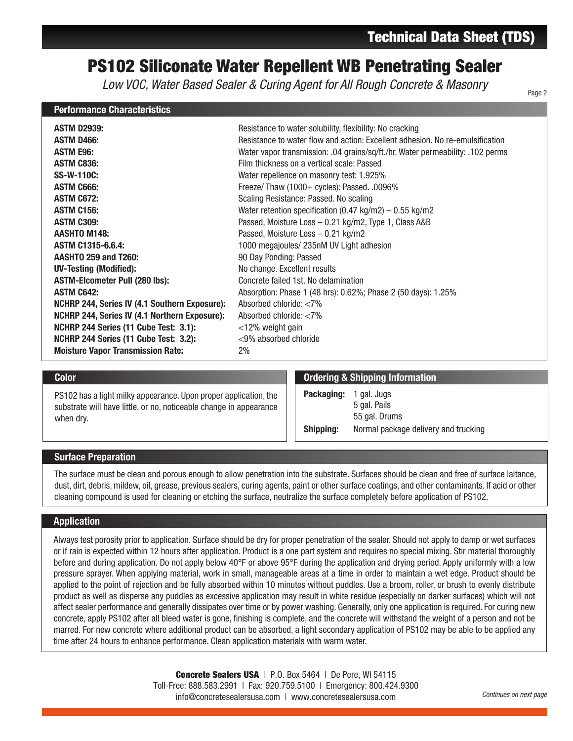# PS102 Siliconate Water Repellent WB Penetrating Sealer

*Low VOC, Water Based Sealer & Curing Agent for All Rough Concrete & Masonry*

## Performance Characteristics

| Test | Result |
|---|---|
| **ASTM D2939:** | Resistance to water solubility, flexibility: No cracking |
| **ASTM D466:** | Resistance to water flow and action: Excellent adhesion. No re-emulsification |
| **ASTM E96:** | Water vapor transmission: .04 grains/sq/ft./hr. Water permeability: .102 perms |
| **ASTM C836:** | Film thickness on a vertical scale: Passed |
| **SS-W-110C:** | Water repellence on masonry test: 1.925% |
| **ASTM C666:** | Freeze/ Thaw (1000+ cycles): Passed. .0096% |
| **ASTM C672:** | Scaling Resistance: Passed. No scaling |
| **ASTM C156:** | Water retention specification (0.47 kg/m2) – 0.55 kg/m2 |
| **ASTM C309:** | Passed, Moisture Loss – 0.21 kg/m2, Type 1, Class A&B |
| **AASHTO M148:** | Passed, Moisture Loss – 0.21 kg/m2 |
| **ASTM C1315-6.6.4:** | 1000 megajoules/ 235nM UV Light adhesion |
| **AASHTO 259 and T260:** | 90 Day Ponding: Passed |
| **UV-Testing (Modified):** | No change. Excellent results |
| **ASTM-Elcometer Pull (280 lbs):** | Concrete failed 1st. No delamination |
| **ASTM C642:** | Absorption: Phase 1 (48 hrs): 0.62%; Phase 2 (50 days): 1.25% |
| **NCHRP 244, Series IV (4.1 Southern Exposure):** | Absorbed chloride: <7% |
| **NCHRP 244, Series IV (4.1 Northern Exposure):** | Absorbed chloride: <7% |
| **NCHRP 244 Series (11 Cube Test: 3.1):** | <12% weight gain |
| **NCHRP 244 Series (11 Cube Test: 3.2):** | <9% absorbed chloride |
| **Moisture Vapor Transmission Rate:** | 2% |

## Color

PS102 has a light milky appearance. Upon proper application, the substrate will have little, or no, noticeable change in appearance when dry.

## Ordering & Shipping Information

**Packaging:** 1 gal. Jugs
5 gal. Pails
55 gal. Drums

**Shipping:** Normal package delivery and trucking

## Surface Preparation

The surface must be clean and porous enough to allow penetration into the substrate. Surfaces should be clean and free of surface laitance, dust, dirt, debris, mildew, oil, grease, previous sealers, curing agents, paint or other surface coatings, and other contaminants. If acid or other cleaning compound is used for cleaning or etching the surface, neutralize the surface completely before application of PS102.

## Application

Always test porosity prior to application. Surface should be dry for proper penetration of the sealer. Should not apply to damp or wet surfaces or if rain is expected within 12 hours after application. Product is a one part system and requires no special mixing. Stir material thoroughly before and during application. Do not apply below 40°F or above 95°F during the application and drying period. Apply uniformly with a low pressure sprayer. When applying material, work in small, manageable areas at a time in order to maintain a wet edge. Product should be applied to the point of rejection and be fully absorbed within 10 minutes without puddles. Use a broom, roller, or brush to evenly distribute product as well as disperse any puddles as excessive application may result in white residue (especially on darker surfaces) which will not affect sealer performance and generally dissipates over time or by power washing. Generally, only one application is required. For curing new concrete, apply PS102 after all bleed water is gone, finishing is complete, and the concrete will withstand the weight of a person and not be marred. For new concrete where additional product can be absorbed, a light secondary application of PS102 may be able to be applied any time after 24 hours to enhance performance. Clean application materials with warm water.

**Concrete Sealers USA** | P.O. Box 5464 | De Pere, WI 54115
Toll-Free: 888.583.2991 | Fax: 920.759.5100 | Emergency: 800.424.9300
info@concretesealersusa.com | www.concretesealersusa.com

*Continues on next page*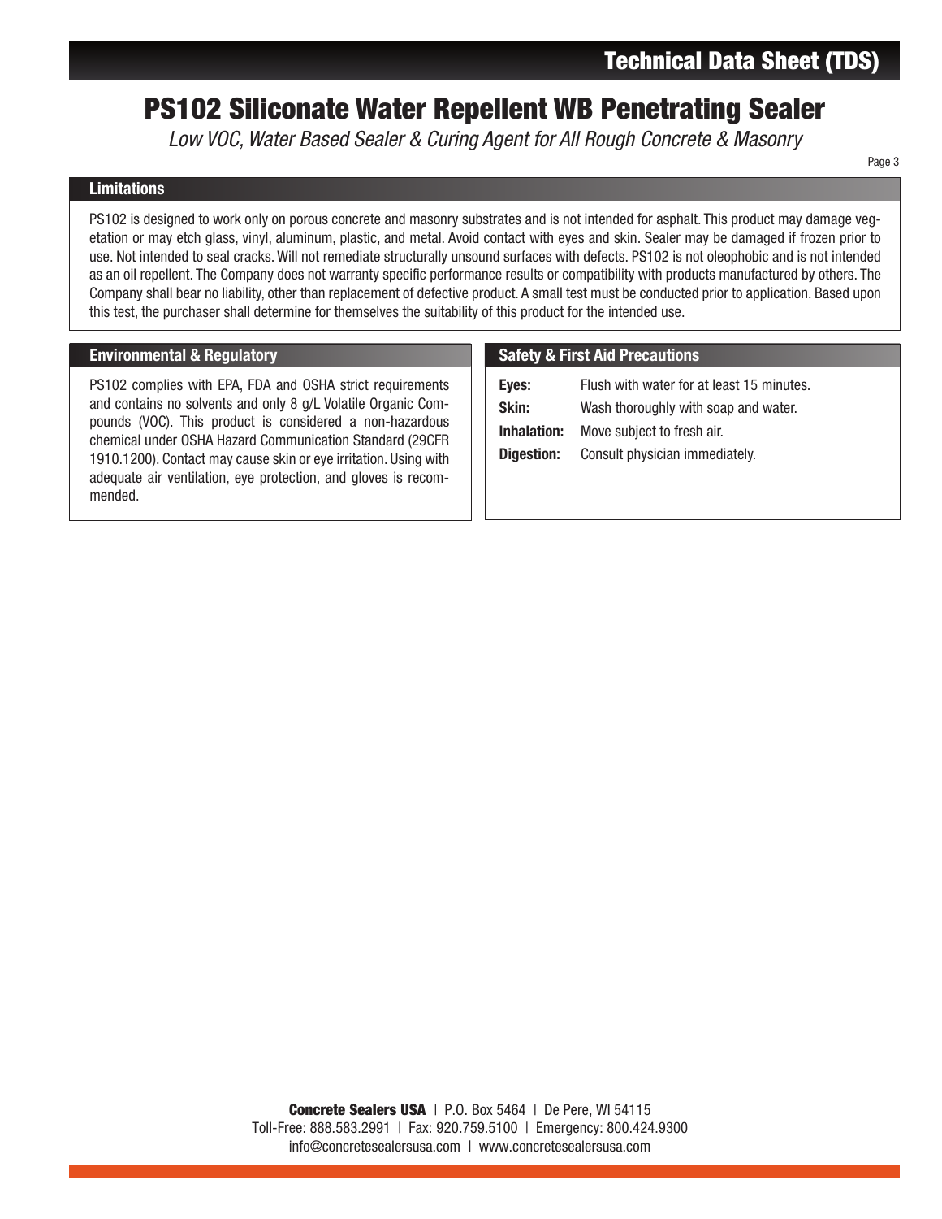# PS102 Siliconate Water Repellent WB Penetrating Sealer

*Low VOC, Water Based Sealer & Curing Agent for All Rough Concrete & Masonry*

## Limitations

PS102 is designed to work only on porous concrete and masonry substrates and is not intended for asphalt. This product may damage vegetation or may etch glass, vinyl, aluminum, plastic, and metal. Avoid contact with eyes and skin. Sealer may be damaged if frozen prior to use. Not intended to seal cracks. Will not remediate structurally unsound surfaces with defects. PS102 is not oleophobic and is not intended as an oil repellent. The Company does not warranty specific performance results or compatibility with products manufactured by others. The Company shall bear no liability, other than replacement of defective product. A small test must be conducted prior to application. Based upon this test, the purchaser shall determine for themselves the suitability of this product for the intended use.

## Environmental & Regulatory

PS102 complies with EPA, FDA and OSHA strict requirements and contains no solvents and only 8 g/L Volatile Organic Compounds (VOC). This product is considered a non-hazardous chemical under OSHA Hazard Communication Standard (29CFR 1910.1200). Contact may cause skin or eye irritation. Using with adequate air ventilation, eye protection, and gloves is recommended.

## Safety & First Aid Precautions

**Eyes:** Flush with water for at least 15 minutes.

**Skin:** Wash thoroughly with soap and water.

**Inhalation:** Move subject to fresh air.

**Digestion:** Consult physician immediately.

**Concrete Sealers USA** | P.O. Box 5464 | De Pere, WI 54115
Toll-Free: 888.583.2991 | Fax: 920.759.5100 | Emergency: 800.424.9300
info@concretesealersusa.com | www.concretesealersusa.com